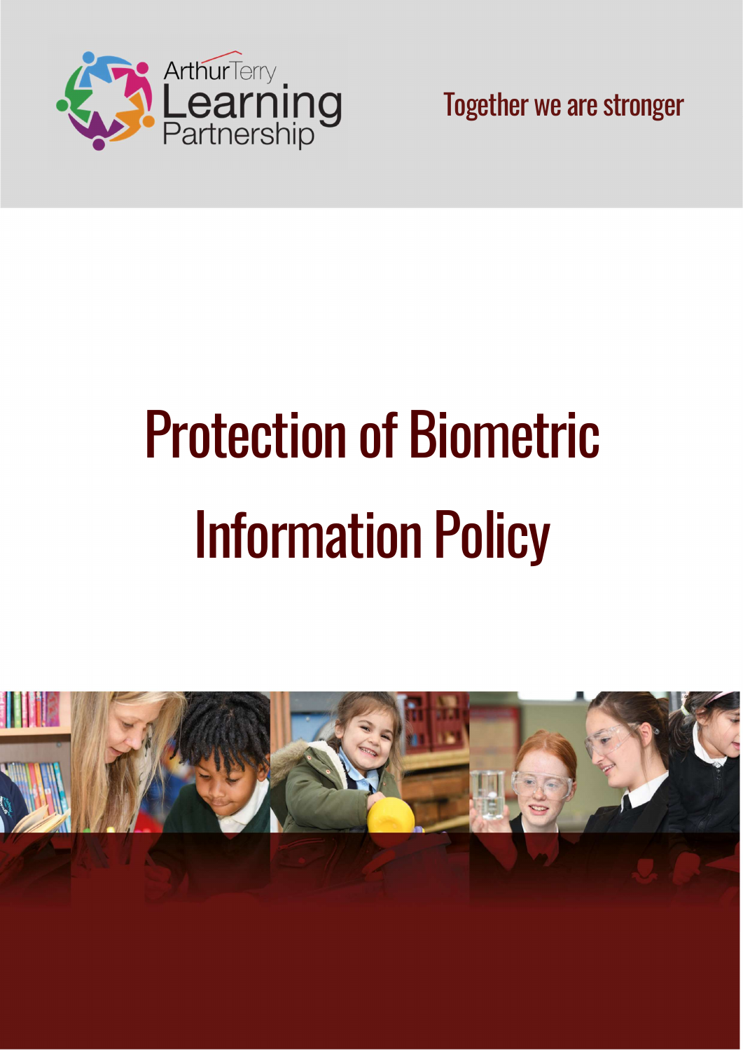Arthur Terry Learning Partnership

Together we are stronger

# Protection of Biometric Information Policy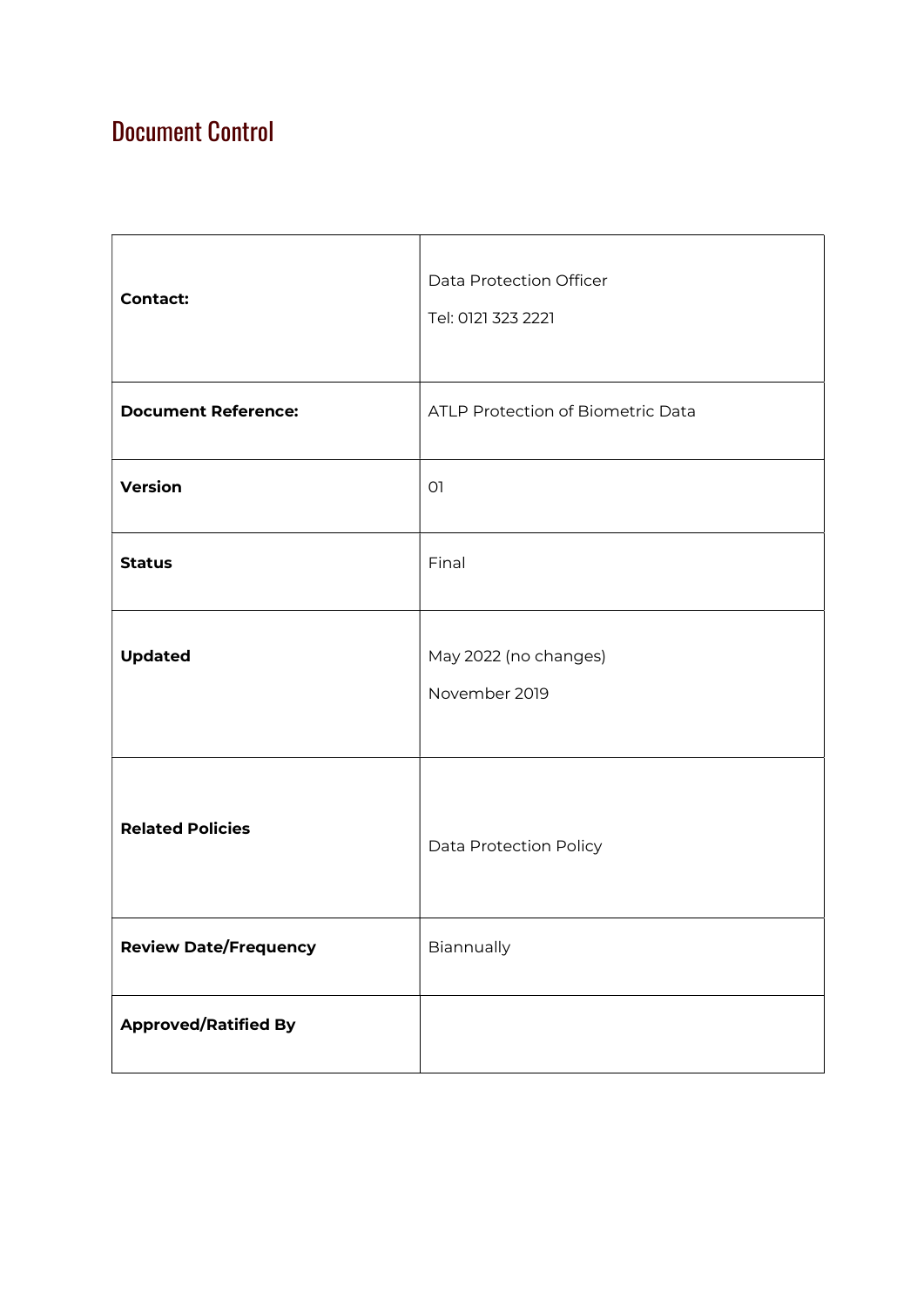# Document Control

| | |
|---|---|
| **Contact:** | Data Protection Officer<br>Tel: 0121 323 2221 |
| **Document Reference:** | ATLP Protection of Biometric Data |
| **Version** | 01 |
| **Status** | Final |
| **Updated** | May 2022 (no changes)<br>November 2019 |
| **Related Policies** | Data Protection Policy |
| **Review Date/Frequency** | Biannually |
| **Approved/Ratified By** | |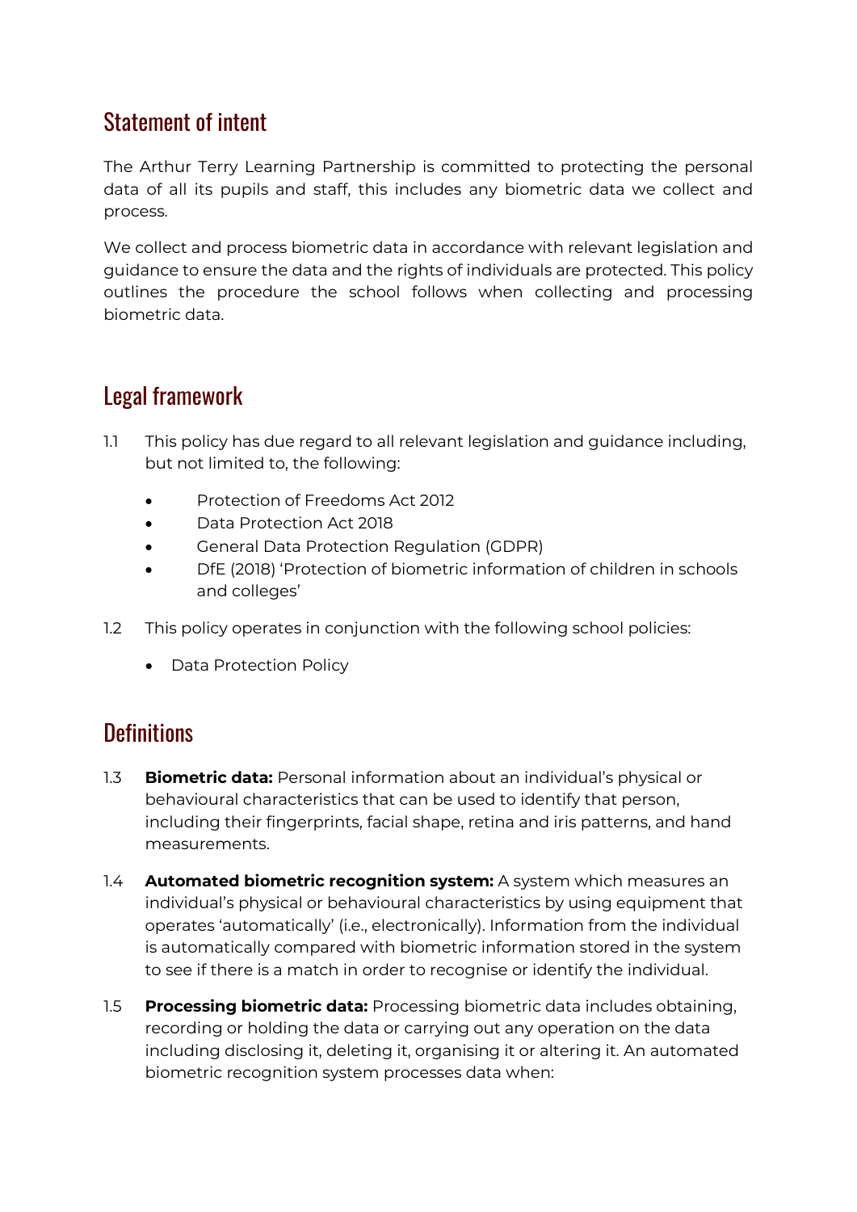## Statement of intent

The Arthur Terry Learning Partnership is committed to protecting the personal data of all its pupils and staff, this includes any biometric data we collect and process.

We collect and process biometric data in accordance with relevant legislation and guidance to ensure the data and the rights of individuals are protected. This policy outlines the procedure the school follows when collecting and processing biometric data.

## Legal framework

1.1 This policy has due regard to all relevant legislation and guidance including, but not limited to, the following:

- Protection of Freedoms Act 2012
- Data Protection Act 2018
- General Data Protection Regulation (GDPR)
- DfE (2018) 'Protection of biometric information of children in schools and colleges'

1.2 This policy operates in conjunction with the following school policies:

- Data Protection Policy

## Definitions

1.3 **Biometric data:** Personal information about an individual's physical or behavioural characteristics that can be used to identify that person, including their fingerprints, facial shape, retina and iris patterns, and hand measurements.

1.4 **Automated biometric recognition system:** A system which measures an individual's physical or behavioural characteristics by using equipment that operates 'automatically' (i.e., electronically). Information from the individual is automatically compared with biometric information stored in the system to see if there is a match in order to recognise or identify the individual.

1.5 **Processing biometric data:** Processing biometric data includes obtaining, recording or holding the data or carrying out any operation on the data including disclosing it, deleting it, organising it or altering it. An automated biometric recognition system processes data when: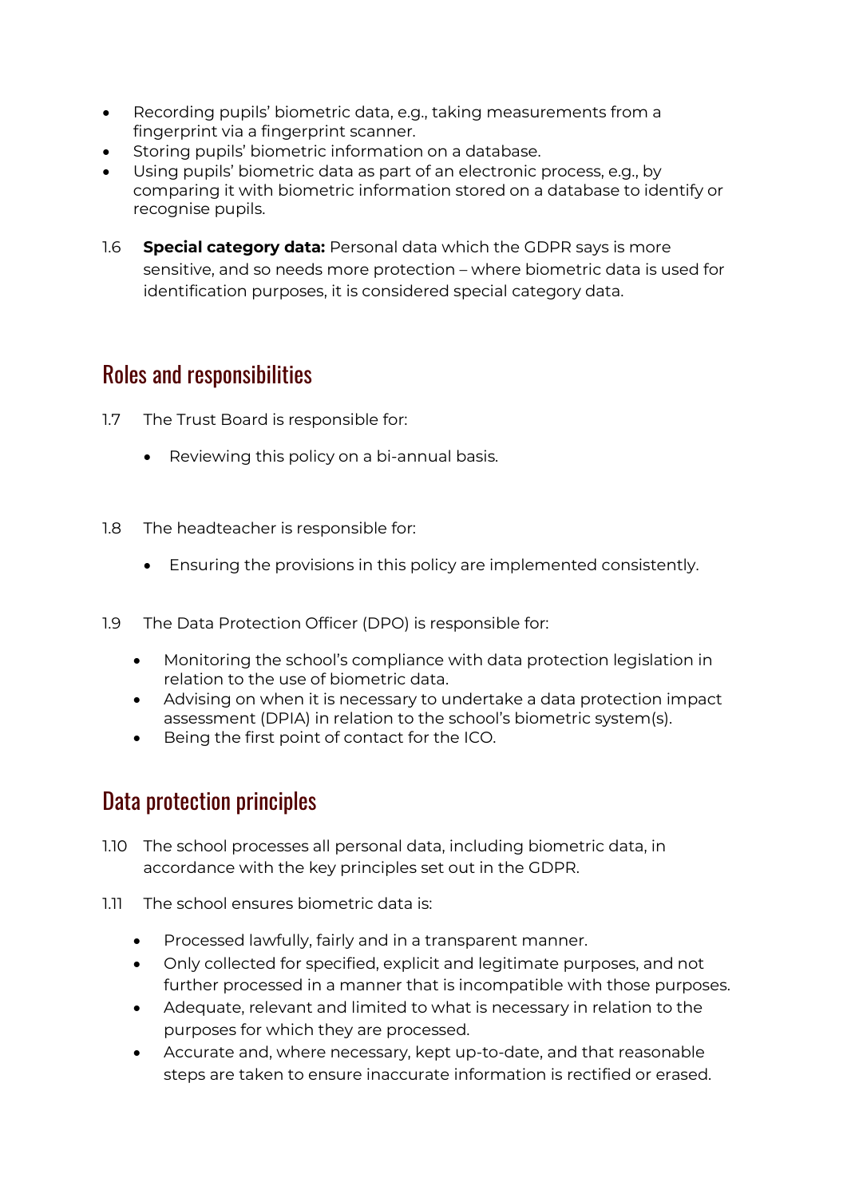- Recording pupils' biometric data, e.g., taking measurements from a fingerprint via a fingerprint scanner.
- Storing pupils' biometric information on a database.
- Using pupils' biometric data as part of an electronic process, e.g., by comparing it with biometric information stored on a database to identify or recognise pupils.

1.6 **Special category data:** Personal data which the GDPR says is more sensitive, and so needs more protection – where biometric data is used for identification purposes, it is considered special category data.

## Roles and responsibilities

1.7 The Trust Board is responsible for:

- Reviewing this policy on a bi-annual basis.

1.8 The headteacher is responsible for:

- Ensuring the provisions in this policy are implemented consistently.

1.9 The Data Protection Officer (DPO) is responsible for:

- Monitoring the school's compliance with data protection legislation in relation to the use of biometric data.
- Advising on when it is necessary to undertake a data protection impact assessment (DPIA) in relation to the school's biometric system(s).
- Being the first point of contact for the ICO.

## Data protection principles

1.10 The school processes all personal data, including biometric data, in accordance with the key principles set out in the GDPR.

1.11 The school ensures biometric data is:

- Processed lawfully, fairly and in a transparent manner.
- Only collected for specified, explicit and legitimate purposes, and not further processed in a manner that is incompatible with those purposes.
- Adequate, relevant and limited to what is necessary in relation to the purposes for which they are processed.
- Accurate and, where necessary, kept up-to-date, and that reasonable steps are taken to ensure inaccurate information is rectified or erased.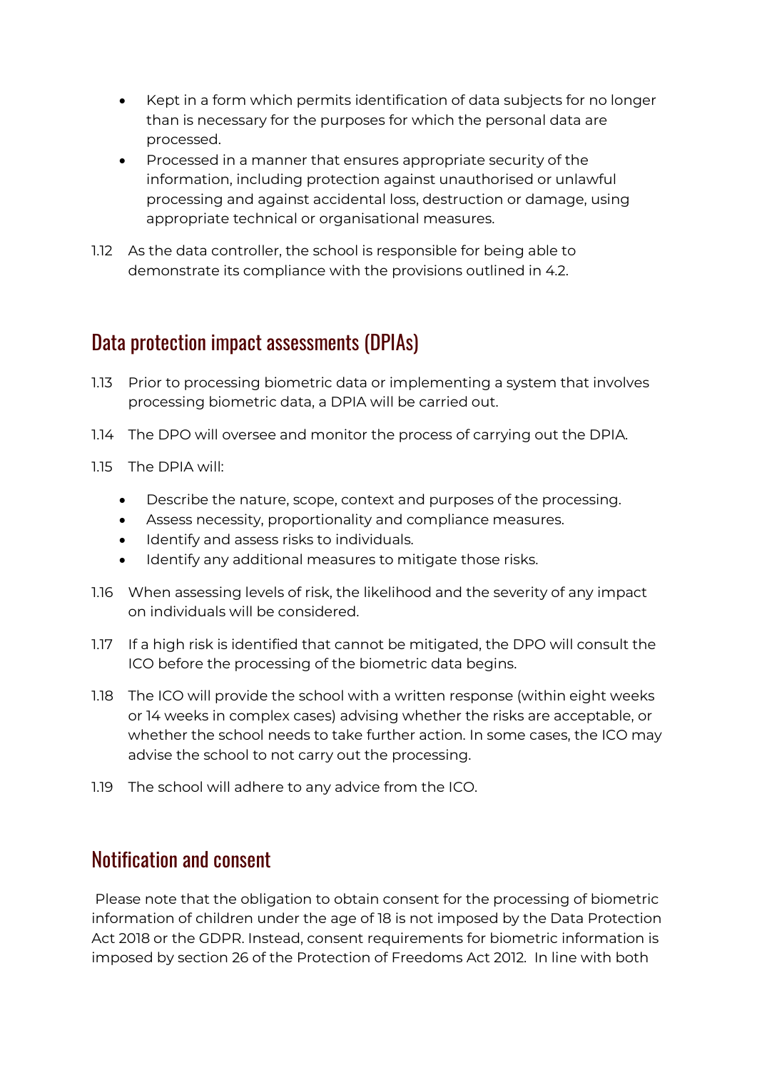- Kept in a form which permits identification of data subjects for no longer than is necessary for the purposes for which the personal data are processed.
- Processed in a manner that ensures appropriate security of the information, including protection against unauthorised or unlawful processing and against accidental loss, destruction or damage, using appropriate technical or organisational measures.

1.12 As the data controller, the school is responsible for being able to demonstrate its compliance with the provisions outlined in 4.2.

## Data protection impact assessments (DPIAs)

1.13 Prior to processing biometric data or implementing a system that involves processing biometric data, a DPIA will be carried out.

1.14 The DPO will oversee and monitor the process of carrying out the DPIA.

1.15 The DPIA will:

- Describe the nature, scope, context and purposes of the processing.
- Assess necessity, proportionality and compliance measures.
- Identify and assess risks to individuals.
- Identify any additional measures to mitigate those risks.

1.16 When assessing levels of risk, the likelihood and the severity of any impact on individuals will be considered.

1.17 If a high risk is identified that cannot be mitigated, the DPO will consult the ICO before the processing of the biometric data begins.

1.18 The ICO will provide the school with a written response (within eight weeks or 14 weeks in complex cases) advising whether the risks are acceptable, or whether the school needs to take further action. In some cases, the ICO may advise the school to not carry out the processing.

1.19 The school will adhere to any advice from the ICO.

## Notification and consent

Please note that the obligation to obtain consent for the processing of biometric information of children under the age of 18 is not imposed by the Data Protection Act 2018 or the GDPR. Instead, consent requirements for biometric information is imposed by section 26 of the Protection of Freedoms Act 2012. In line with both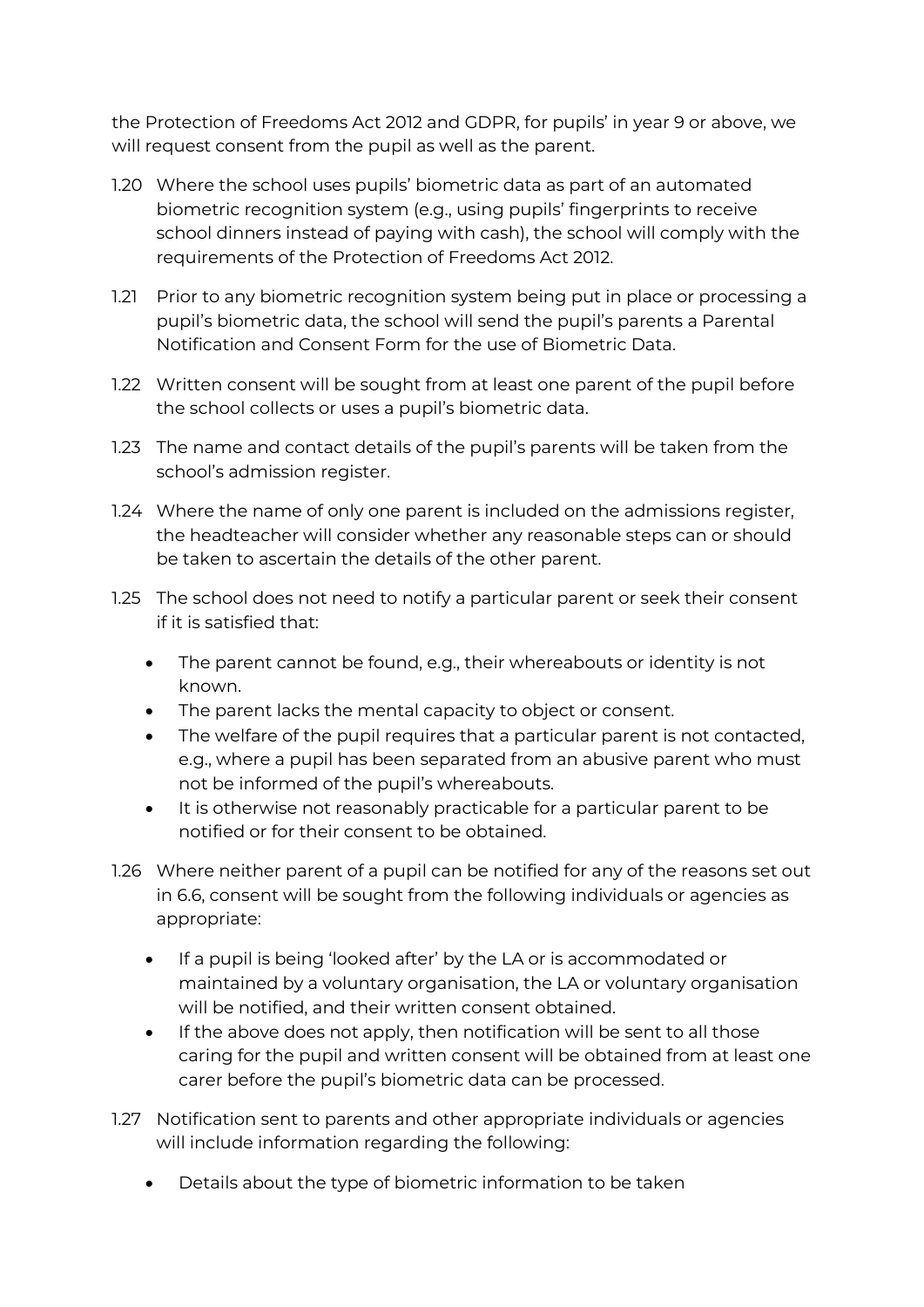the Protection of Freedoms Act 2012 and GDPR, for pupils' in year 9 or above, we will request consent from the pupil as well as the parent.

1.20 Where the school uses pupils' biometric data as part of an automated biometric recognition system (e.g., using pupils' fingerprints to receive school dinners instead of paying with cash), the school will comply with the requirements of the Protection of Freedoms Act 2012.

1.21 Prior to any biometric recognition system being put in place or processing a pupil's biometric data, the school will send the pupil's parents a Parental Notification and Consent Form for the use of Biometric Data.

1.22 Written consent will be sought from at least one parent of the pupil before the school collects or uses a pupil's biometric data.

1.23 The name and contact details of the pupil's parents will be taken from the school's admission register.

1.24 Where the name of only one parent is included on the admissions register, the headteacher will consider whether any reasonable steps can or should be taken to ascertain the details of the other parent.

1.25 The school does not need to notify a particular parent or seek their consent if it is satisfied that:

- The parent cannot be found, e.g., their whereabouts or identity is not known.
- The parent lacks the mental capacity to object or consent.
- The welfare of the pupil requires that a particular parent is not contacted, e.g., where a pupil has been separated from an abusive parent who must not be informed of the pupil's whereabouts.
- It is otherwise not reasonably practicable for a particular parent to be notified or for their consent to be obtained.

1.26 Where neither parent of a pupil can be notified for any of the reasons set out in 6.6, consent will be sought from the following individuals or agencies as appropriate:

- If a pupil is being 'looked after' by the LA or is accommodated or maintained by a voluntary organisation, the LA or voluntary organisation will be notified, and their written consent obtained.
- If the above does not apply, then notification will be sent to all those caring for the pupil and written consent will be obtained from at least one carer before the pupil's biometric data can be processed.

1.27 Notification sent to parents and other appropriate individuals or agencies will include information regarding the following:

- Details about the type of biometric information to be taken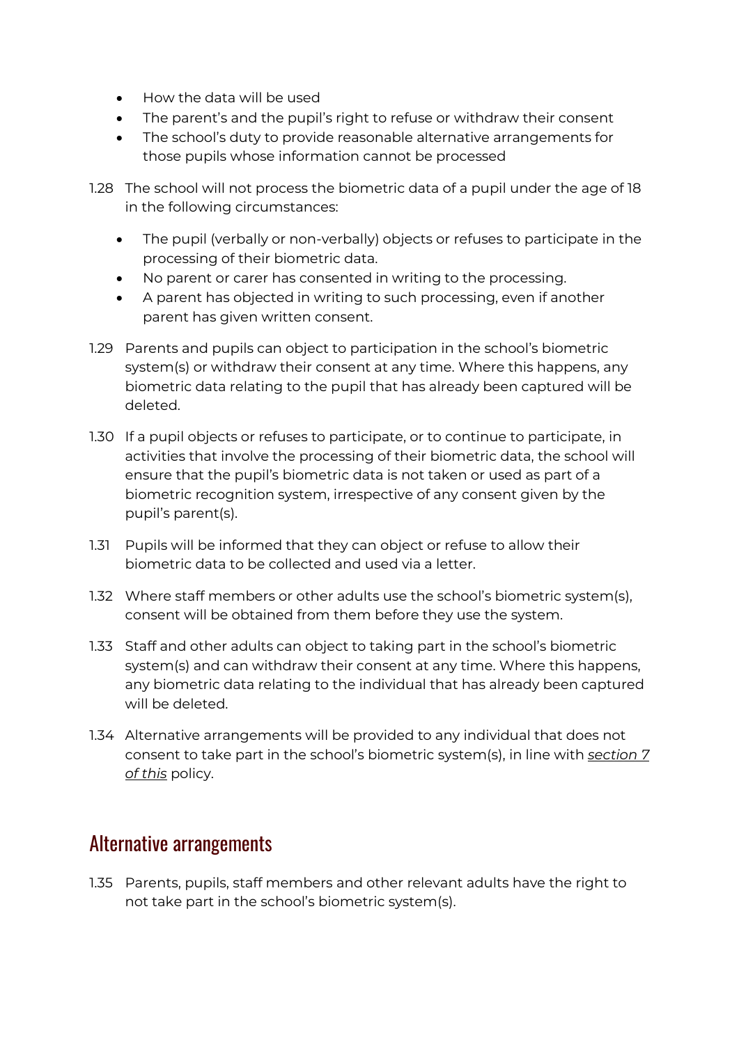- How the data will be used
- The parent's and the pupil's right to refuse or withdraw their consent
- The school's duty to provide reasonable alternative arrangements for those pupils whose information cannot be processed

1.28 The school will not process the biometric data of a pupil under the age of 18 in the following circumstances:

- The pupil (verbally or non-verbally) objects or refuses to participate in the processing of their biometric data.
- No parent or carer has consented in writing to the processing.
- A parent has objected in writing to such processing, even if another parent has given written consent.

1.29 Parents and pupils can object to participation in the school's biometric system(s) or withdraw their consent at any time. Where this happens, any biometric data relating to the pupil that has already been captured will be deleted.

1.30 If a pupil objects or refuses to participate, or to continue to participate, in activities that involve the processing of their biometric data, the school will ensure that the pupil's biometric data is not taken or used as part of a biometric recognition system, irrespective of any consent given by the pupil's parent(s).

1.31 Pupils will be informed that they can object or refuse to allow their biometric data to be collected and used via a letter.

1.32 Where staff members or other adults use the school's biometric system(s), consent will be obtained from them before they use the system.

1.33 Staff and other adults can object to taking part in the school's biometric system(s) and can withdraw their consent at any time. Where this happens, any biometric data relating to the individual that has already been captured will be deleted.

1.34 Alternative arrangements will be provided to any individual that does not consent to take part in the school's biometric system(s), in line with *section 7 of this* policy.

## Alternative arrangements

1.35 Parents, pupils, staff members and other relevant adults have the right to not take part in the school's biometric system(s).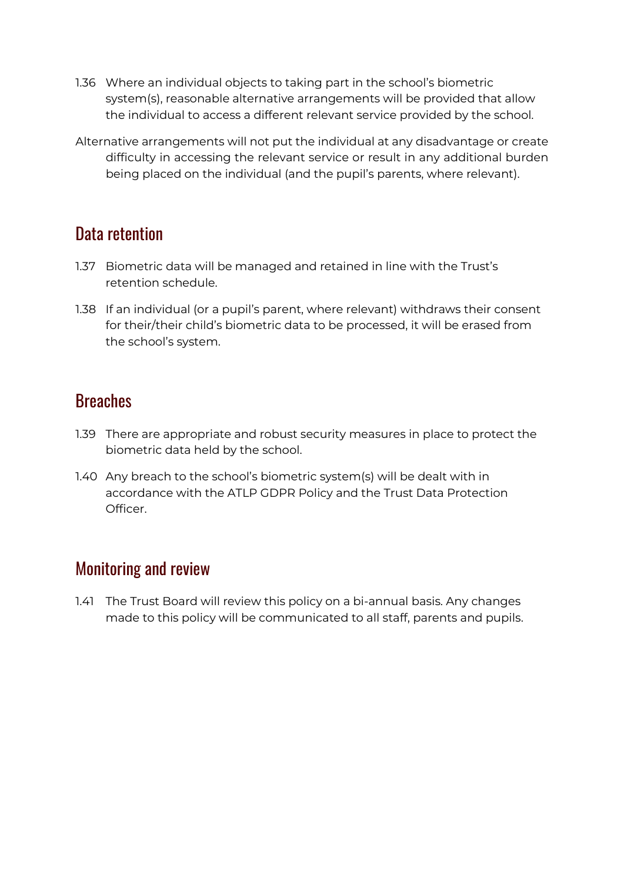1.36 Where an individual objects to taking part in the school's biometric system(s), reasonable alternative arrangements will be provided that allow the individual to access a different relevant service provided by the school.

Alternative arrangements will not put the individual at any disadvantage or create difficulty in accessing the relevant service or result in any additional burden being placed on the individual (and the pupil's parents, where relevant).

## Data retention

1.37 Biometric data will be managed and retained in line with the Trust's retention schedule.

1.38 If an individual (or a pupil's parent, where relevant) withdraws their consent for their/their child's biometric data to be processed, it will be erased from the school's system.

## Breaches

1.39 There are appropriate and robust security measures in place to protect the biometric data held by the school.

1.40 Any breach to the school's biometric system(s) will be dealt with in accordance with the ATLP GDPR Policy and the Trust Data Protection Officer.

## Monitoring and review

1.41 The Trust Board will review this policy on a bi-annual basis. Any changes made to this policy will be communicated to all staff, parents and pupils.